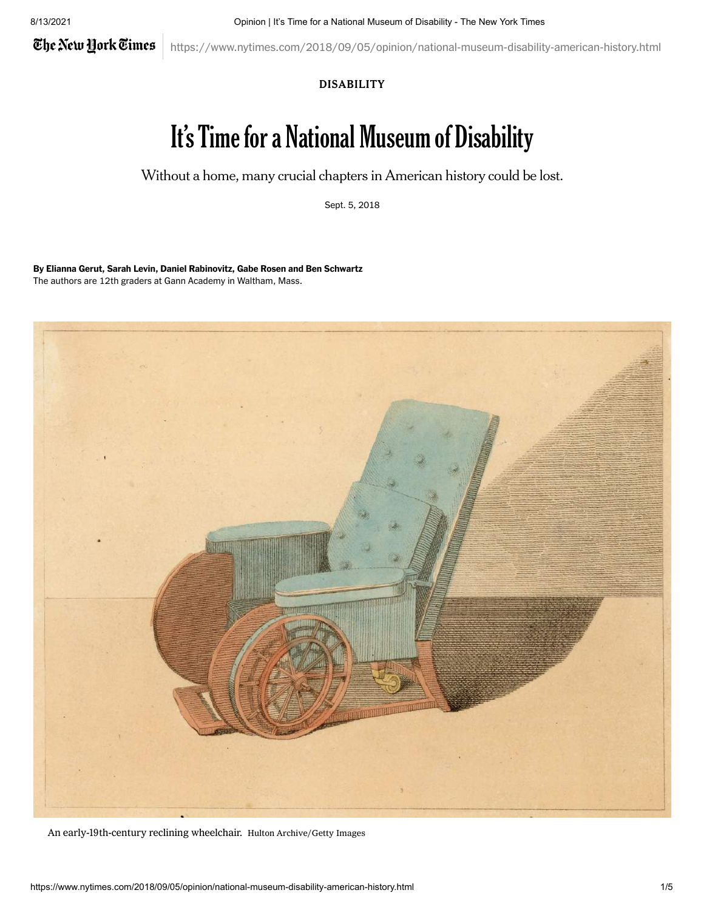DISABILITY

# It's Time for a National Museum of Disability

Without a home, many crucial chapters in American history could be lost.

Sept. 5, 2018

**By Elianna Gerut, Sarah Levin, Daniel Rabinovitz, Gabe Rosen and Ben Schwartz**
The authors are 12th graders at Gann Academy in Waltham, Mass.

An early-19th-century reclining wheelchair. Hulton Archive/Getty Images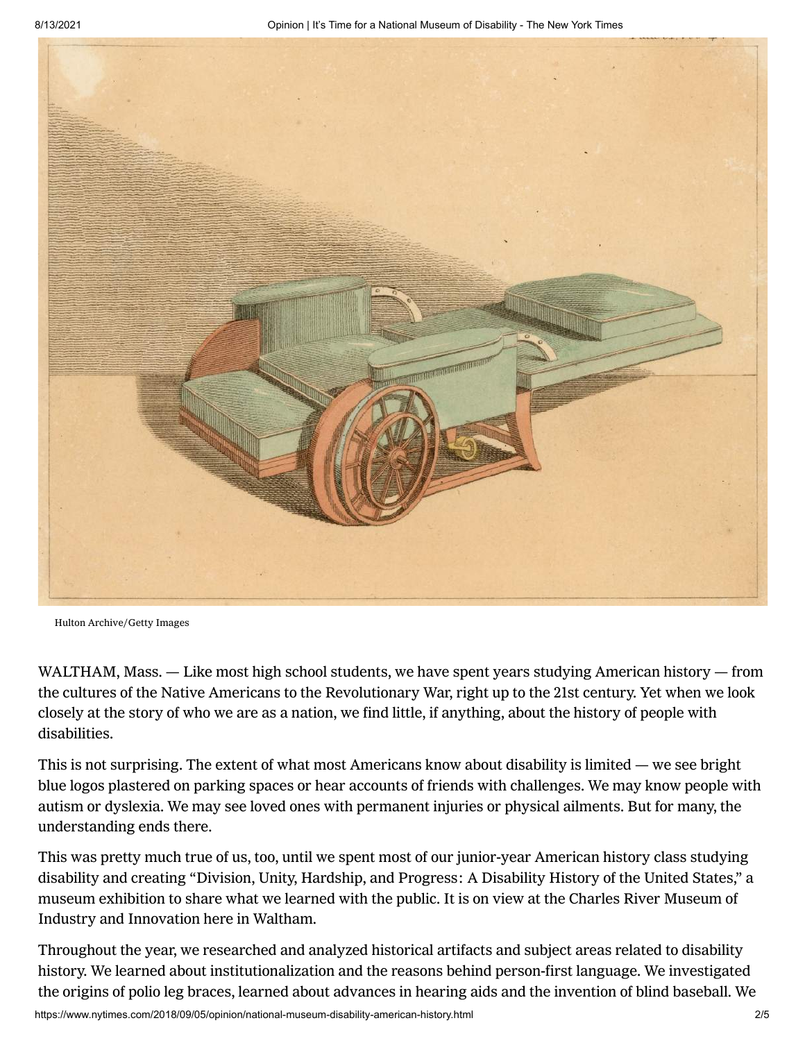Hulton Archive/Getty Images

WALTHAM, Mass. — Like most high school students, we have spent years studying American history — from the cultures of the Native Americans to the Revolutionary War, right up to the 21st century. Yet when we look closely at the story of who we are as a nation, we find little, if anything, about the history of people with disabilities.

This is not surprising. The extent of what most Americans know about disability is limited — we see bright blue logos plastered on parking spaces or hear accounts of friends with challenges. We may know people with autism or dyslexia. We may see loved ones with permanent injuries or physical ailments. But for many, the understanding ends there.

This was pretty much true of us, too, until we spent most of our junior-year American history class studying disability and creating "Division, Unity, Hardship, and Progress: A Disability History of the United States," a museum exhibition to share what we learned with the public. It is on view at the Charles River Museum of Industry and Innovation here in Waltham.

Throughout the year, we researched and analyzed historical artifacts and subject areas related to disability history. We learned about institutionalization and the reasons behind person-first language. We investigated the origins of polio leg braces, learned about advances in hearing aids and the invention of blind baseball. We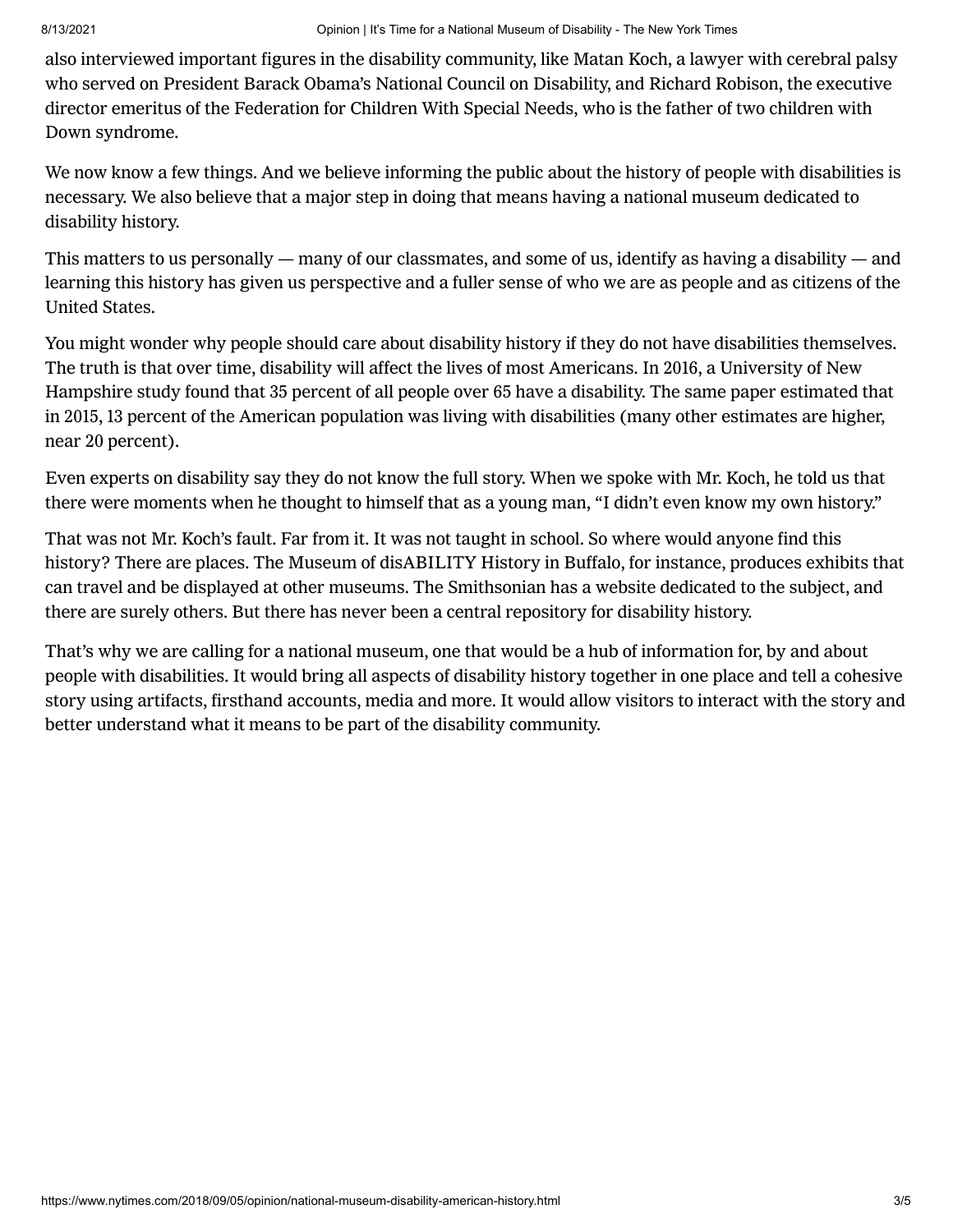also interviewed important figures in the disability community, like Matan Koch, a lawyer with cerebral palsy who served on President Barack Obama's National Council on Disability, and Richard Robison, the executive director emeritus of the Federation for Children With Special Needs, who is the father of two children with Down syndrome.

We now know a few things. And we believe informing the public about the history of people with disabilities is necessary. We also believe that a major step in doing that means having a national museum dedicated to disability history.

This matters to us personally — many of our classmates, and some of us, identify as having a disability — and learning this history has given us perspective and a fuller sense of who we are as people and as citizens of the United States.

You might wonder why people should care about disability history if they do not have disabilities themselves. The truth is that over time, disability will affect the lives of most Americans. In 2016, a University of New Hampshire study found that 35 percent of all people over 65 have a disability. The same paper estimated that in 2015, 13 percent of the American population was living with disabilities (many other estimates are higher, near 20 percent).

Even experts on disability say they do not know the full story. When we spoke with Mr. Koch, he told us that there were moments when he thought to himself that as a young man, "I didn't even know my own history."

That was not Mr. Koch's fault. Far from it. It was not taught in school. So where would anyone find this history? There are places. The Museum of disABILITY History in Buffalo, for instance, produces exhibits that can travel and be displayed at other museums. The Smithsonian has a website dedicated to the subject, and there are surely others. But there has never been a central repository for disability history.

That's why we are calling for a national museum, one that would be a hub of information for, by and about people with disabilities. It would bring all aspects of disability history together in one place and tell a cohesive story using artifacts, firsthand accounts, media and more. It would allow visitors to interact with the story and better understand what it means to be part of the disability community.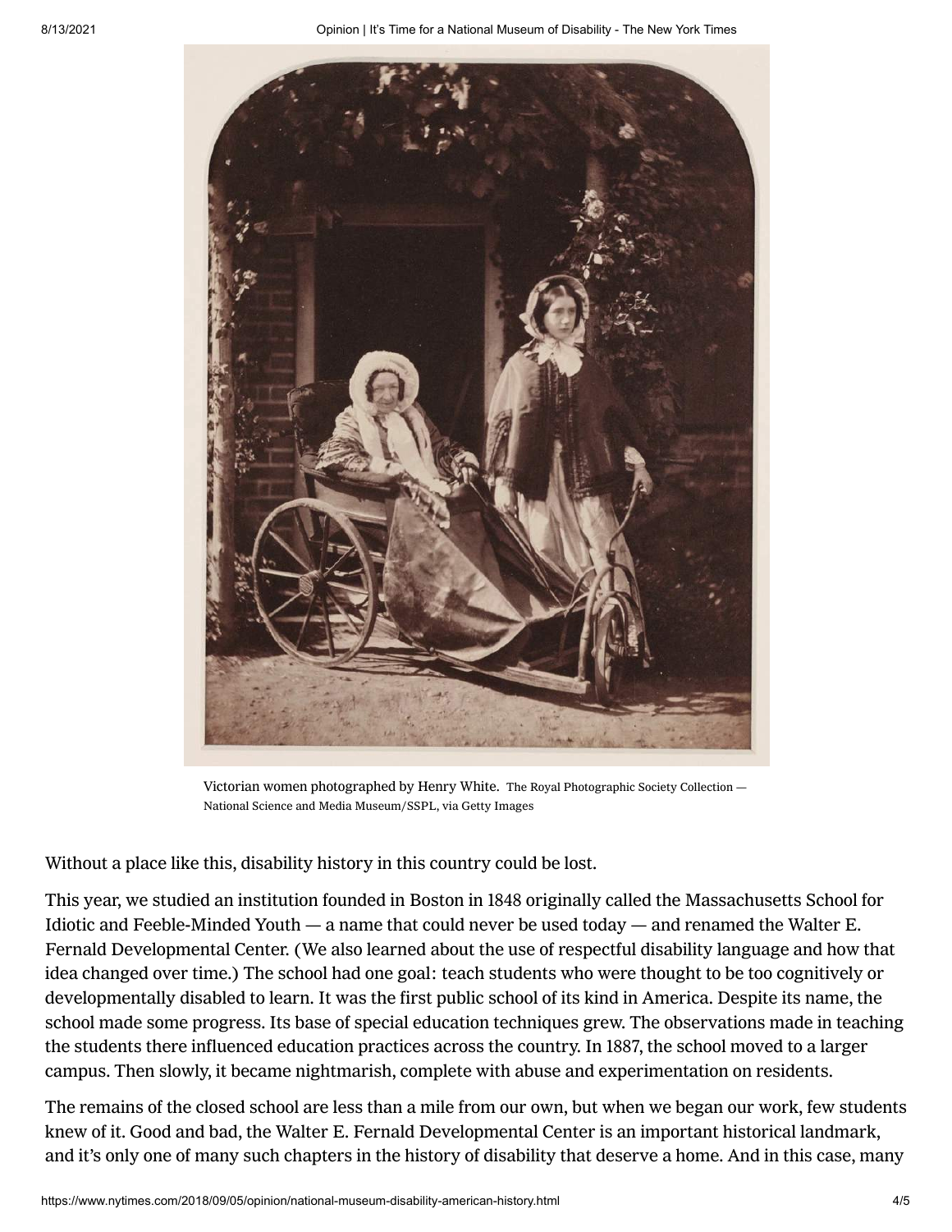Victorian women photographed by Henry White. The Royal Photographic Society Collection — National Science and Media Museum/SSPL, via Getty Images

Without a place like this, disability history in this country could be lost.

This year, we studied an institution founded in Boston in 1848 originally called the Massachusetts School for Idiotic and Feeble-Minded Youth — a name that could never be used today — and renamed the Walter E. Fernald Developmental Center. (We also learned about the use of respectful disability language and how that idea changed over time.) The school had one goal: teach students who were thought to be too cognitively or developmentally disabled to learn. It was the first public school of its kind in America. Despite its name, the school made some progress. Its base of special education techniques grew. The observations made in teaching the students there influenced education practices across the country. In 1887, the school moved to a larger campus. Then slowly, it became nightmarish, complete with abuse and experimentation on residents.

The remains of the closed school are less than a mile from our own, but when we began our work, few students knew of it. Good and bad, the Walter E. Fernald Developmental Center is an important historical landmark, and it's only one of many such chapters in the history of disability that deserve a home. And in this case, many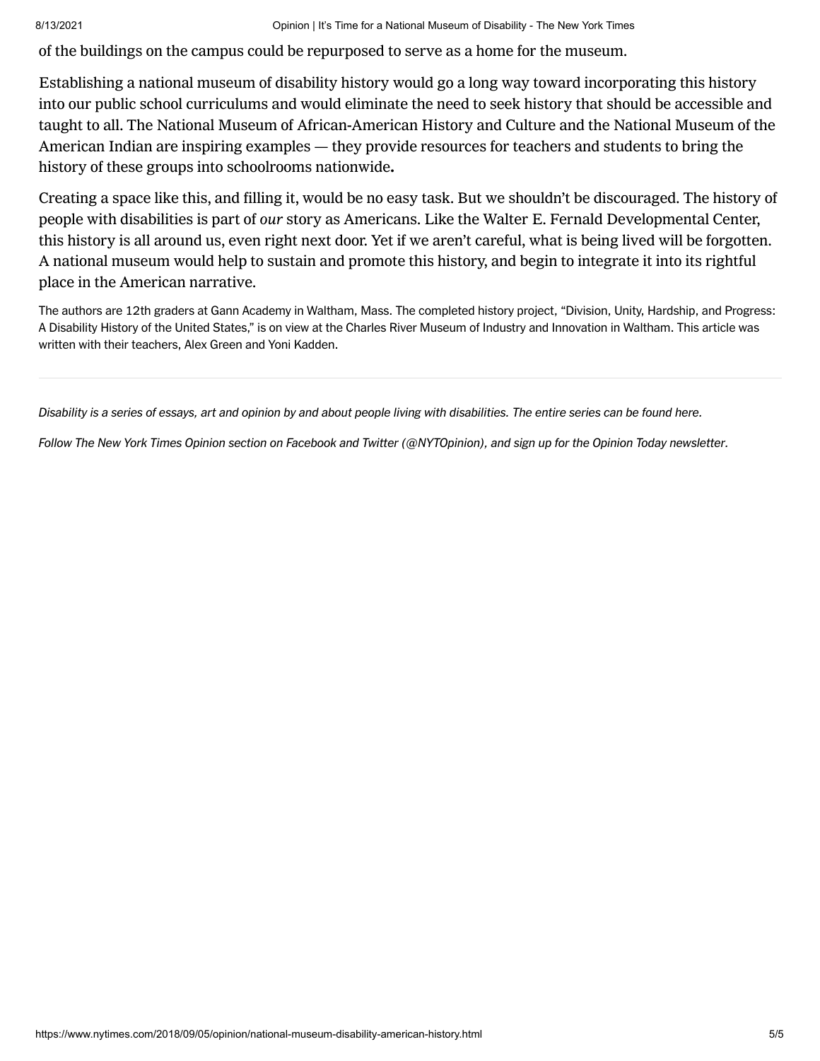of the buildings on the campus could be repurposed to serve as a home for the museum.

Establishing a national museum of disability history would go a long way toward incorporating this history into our public school curriculums and would eliminate the need to seek history that should be accessible and taught to all. The National Museum of African-American History and Culture and the National Museum of the American Indian are inspiring examples — they provide resources for teachers and students to bring the history of these groups into schoolrooms nationwide**.**

Creating a space like this, and filling it, would be no easy task. But we shouldn't be discouraged. The history of people with disabilities is part of *our* story as Americans. Like the Walter E. Fernald Developmental Center, this history is all around us, even right next door. Yet if we aren't careful, what is being lived will be forgotten. A national museum would help to sustain and promote this history, and begin to integrate it into its rightful place in the American narrative.

The authors are 12th graders at Gann Academy in Waltham, Mass. The completed history project, "Division, Unity, Hardship, and Progress: A Disability History of the United States," is on view at the Charles River Museum of Industry and Innovation in Waltham. This article was written with their teachers, Alex Green and Yoni Kadden.

---

*Disability is a series of essays, art and opinion by and about people living with disabilities. The entire series can be found here.*

*Follow The New York Times Opinion section on Facebook and Twitter (@NYTOpinion), and sign up for the Opinion Today newsletter.*